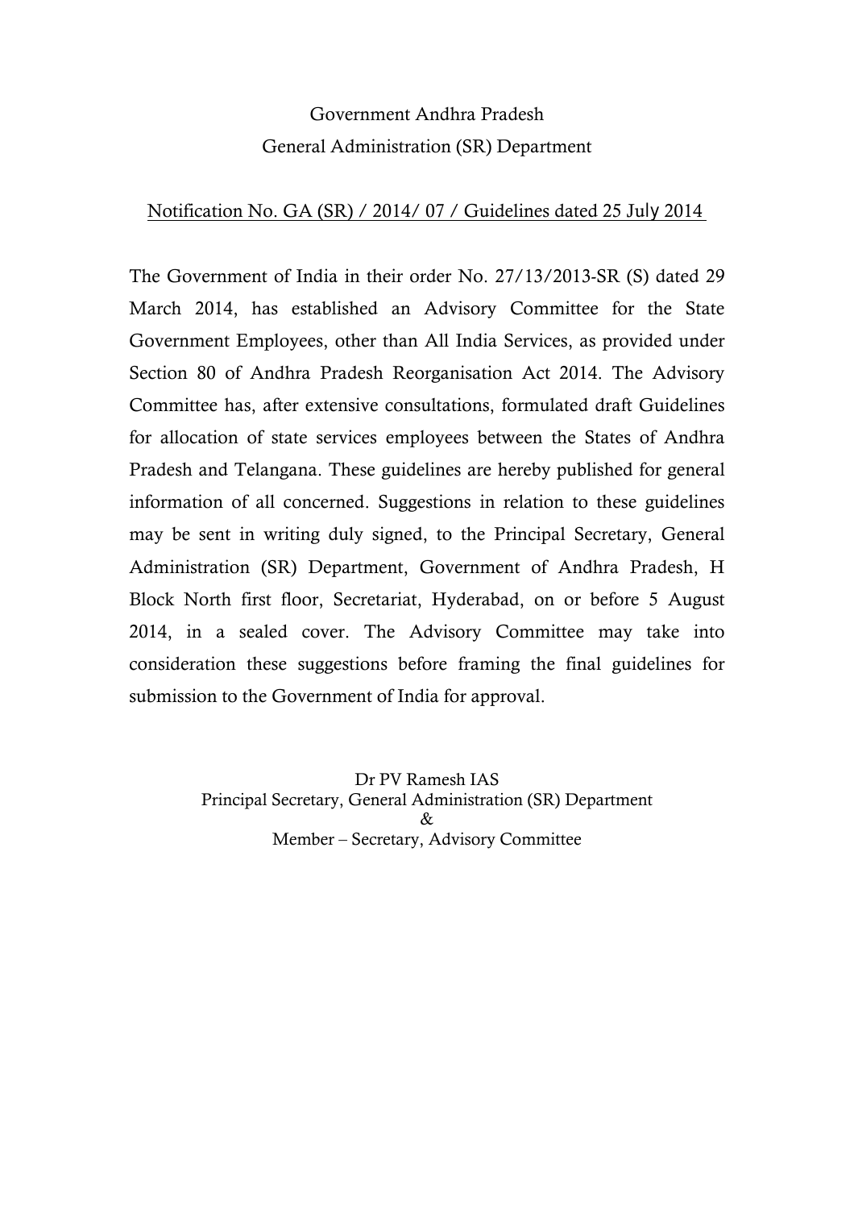Government Andhra Pradesh

General Administration (SR) Department

Notification No. GA (SR) / 2014/ 07 / Guidelines dated 25 July 2014

The Government of India in their order No. 27/13/2013-SR (S) dated 29 March 2014, has established an Advisory Committee for the State Government Employees, other than All India Services, as provided under Section 80 of Andhra Pradesh Reorganisation Act 2014. The Advisory Committee has, after extensive consultations, formulated draft Guidelines for allocation of state services employees between the States of Andhra Pradesh and Telangana. These guidelines are hereby published for general information of all concerned. Suggestions in relation to these guidelines may be sent in writing duly signed, to the Principal Secretary, General Administration (SR) Department, Government of Andhra Pradesh, H Block North first floor, Secretariat, Hyderabad, on or before 5 August 2014, in a sealed cover. The Advisory Committee may take into consideration these suggestions before framing the final guidelines for submission to the Government of India for approval.

Dr PV Ramesh IAS  
Principal Secretary, General Administration (SR) Department  
&  
Member – Secretary, Advisory Committee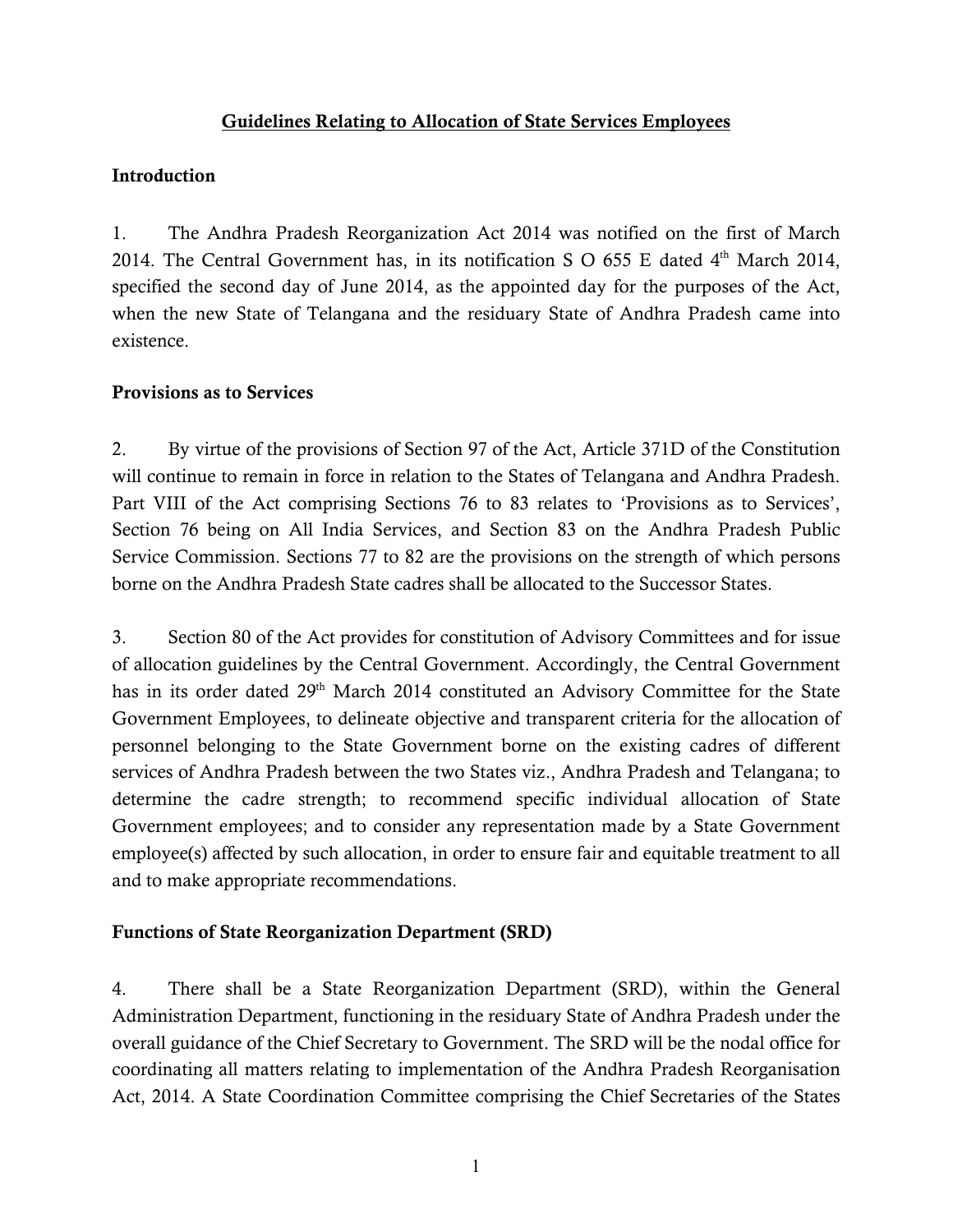## Guidelines Relating to Allocation of State Services Employees

### Introduction

1. The Andhra Pradesh Reorganization Act 2014 was notified on the first of March 2014. The Central Government has, in its notification S O 655 E dated 4th March 2014, specified the second day of June 2014, as the appointed day for the purposes of the Act, when the new State of Telangana and the residuary State of Andhra Pradesh came into existence.

### Provisions as to Services

2. By virtue of the provisions of Section 97 of the Act, Article 371D of the Constitution will continue to remain in force in relation to the States of Telangana and Andhra Pradesh. Part VIII of the Act comprising Sections 76 to 83 relates to 'Provisions as to Services', Section 76 being on All India Services, and Section 83 on the Andhra Pradesh Public Service Commission. Sections 77 to 82 are the provisions on the strength of which persons borne on the Andhra Pradesh State cadres shall be allocated to the Successor States.

3. Section 80 of the Act provides for constitution of Advisory Committees and for issue of allocation guidelines by the Central Government. Accordingly, the Central Government has in its order dated 29th March 2014 constituted an Advisory Committee for the State Government Employees, to delineate objective and transparent criteria for the allocation of personnel belonging to the State Government borne on the existing cadres of different services of Andhra Pradesh between the two States viz., Andhra Pradesh and Telangana; to determine the cadre strength; to recommend specific individual allocation of State Government employees; and to consider any representation made by a State Government employee(s) affected by such allocation, in order to ensure fair and equitable treatment to all and to make appropriate recommendations.

### Functions of State Reorganization Department (SRD)

4. There shall be a State Reorganization Department (SRD), within the General Administration Department, functioning in the residuary State of Andhra Pradesh under the overall guidance of the Chief Secretary to Government. The SRD will be the nodal office for coordinating all matters relating to implementation of the Andhra Pradesh Reorganisation Act, 2014. A State Coordination Committee comprising the Chief Secretaries of the States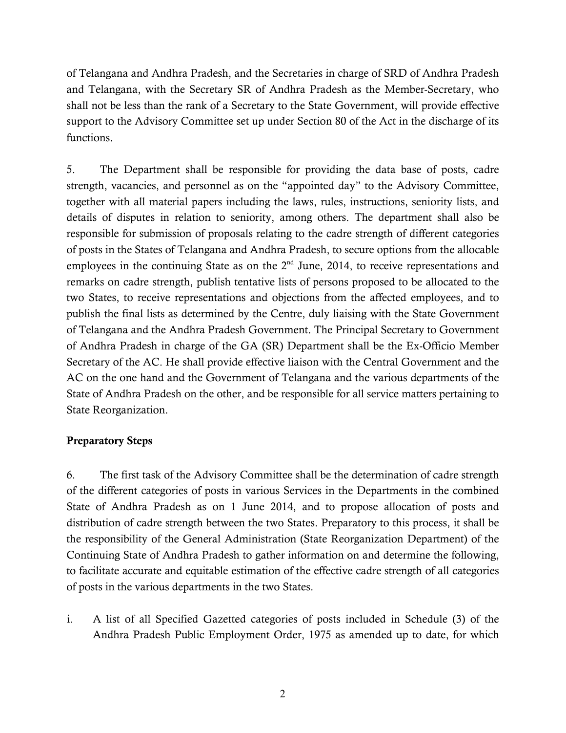of Telangana and Andhra Pradesh, and the Secretaries in charge of SRD of Andhra Pradesh and Telangana, with the Secretary SR of Andhra Pradesh as the Member-Secretary, who shall not be less than the rank of a Secretary to the State Government, will provide effective support to the Advisory Committee set up under Section 80 of the Act in the discharge of its functions.

5. The Department shall be responsible for providing the data base of posts, cadre strength, vacancies, and personnel as on the "appointed day" to the Advisory Committee, together with all material papers including the laws, rules, instructions, seniority lists, and details of disputes in relation to seniority, among others. The department shall also be responsible for submission of proposals relating to the cadre strength of different categories of posts in the States of Telangana and Andhra Pradesh, to secure options from the allocable employees in the continuing State as on the 2nd June, 2014, to receive representations and remarks on cadre strength, publish tentative lists of persons proposed to be allocated to the two States, to receive representations and objections from the affected employees, and to publish the final lists as determined by the Centre, duly liaising with the State Government of Telangana and the Andhra Pradesh Government. The Principal Secretary to Government of Andhra Pradesh in charge of the GA (SR) Department shall be the Ex-Officio Member Secretary of the AC. He shall provide effective liaison with the Central Government and the AC on the one hand and the Government of Telangana and the various departments of the State of Andhra Pradesh on the other, and be responsible for all service matters pertaining to State Reorganization.

**Preparatory Steps**

6. The first task of the Advisory Committee shall be the determination of cadre strength of the different categories of posts in various Services in the Departments in the combined State of Andhra Pradesh as on 1 June 2014, and to propose allocation of posts and distribution of cadre strength between the two States. Preparatory to this process, it shall be the responsibility of the General Administration (State Reorganization Department) of the Continuing State of Andhra Pradesh to gather information on and determine the following, to facilitate accurate and equitable estimation of the effective cadre strength of all categories of posts in the various departments in the two States.

i. A list of all Specified Gazetted categories of posts included in Schedule (3) of the Andhra Pradesh Public Employment Order, 1975 as amended up to date, for which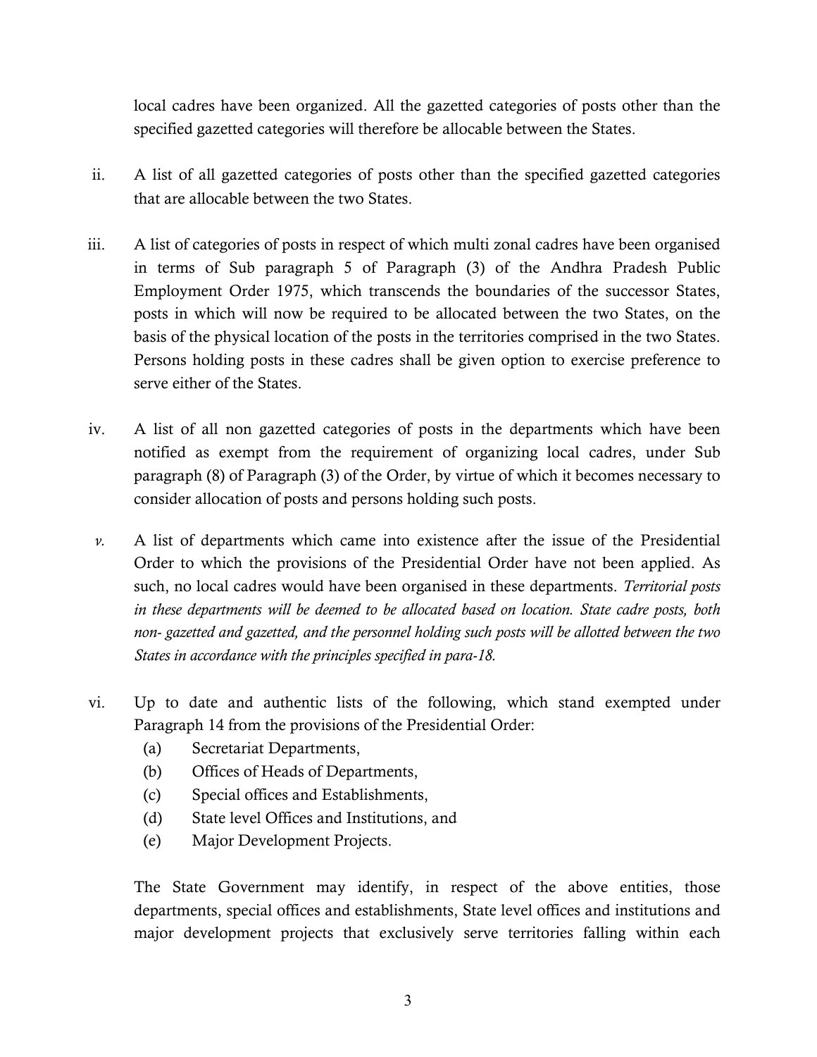local cadres have been organized. All the gazetted categories of posts other than the specified gazetted categories will therefore be allocable between the States.

ii. A list of all gazetted categories of posts other than the specified gazetted categories that are allocable between the two States.

iii. A list of categories of posts in respect of which multi zonal cadres have been organised in terms of Sub paragraph 5 of Paragraph (3) of the Andhra Pradesh Public Employment Order 1975, which transcends the boundaries of the successor States, posts in which will now be required to be allocated between the two States, on the basis of the physical location of the posts in the territories comprised in the two States. Persons holding posts in these cadres shall be given option to exercise preference to serve either of the States.

iv. A list of all non gazetted categories of posts in the departments which have been notified as exempt from the requirement of organizing local cadres, under Sub paragraph (8) of Paragraph (3) of the Order, by virtue of which it becomes necessary to consider allocation of posts and persons holding such posts.

*v.* A list of departments which came into existence after the issue of the Presidential Order to which the provisions of the Presidential Order have not been applied. As such, no local cadres would have been organised in these departments. *Territorial posts in these departments will be deemed to be allocated based on location. State cadre posts, both non- gazetted and gazetted, and the personnel holding such posts will be allotted between the two States in accordance with the principles specified in para-18.*

vi. Up to date and authentic lists of the following, which stand exempted under Paragraph 14 from the provisions of the Presidential Order:

   (a) Secretariat Departments,
   (b) Offices of Heads of Departments,
   (c) Special offices and Establishments,
   (d) State level Offices and Institutions, and
   (e) Major Development Projects.

   The State Government may identify, in respect of the above entities, those departments, special offices and establishments, State level offices and institutions and major development projects that exclusively serve territories falling within each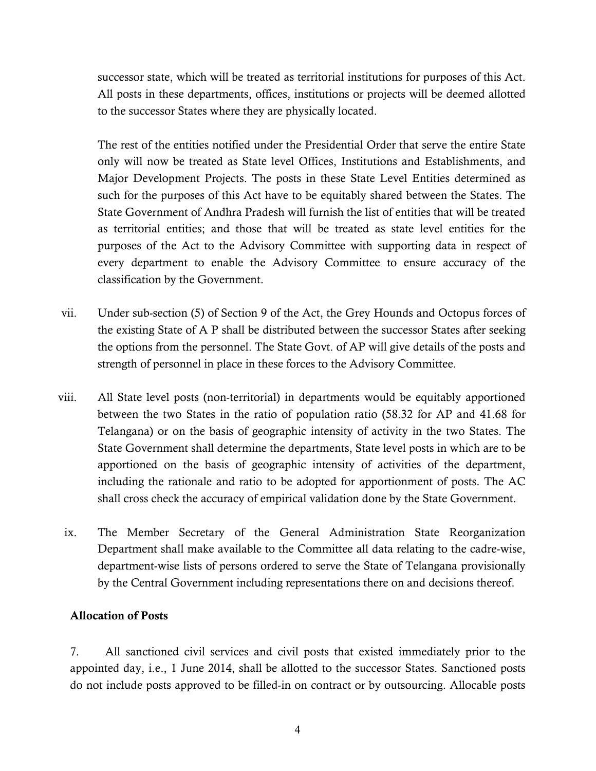successor state, which will be treated as territorial institutions for purposes of this Act. All posts in these departments, offices, institutions or projects will be deemed allotted to the successor States where they are physically located.

The rest of the entities notified under the Presidential Order that serve the entire State only will now be treated as State level Offices, Institutions and Establishments, and Major Development Projects. The posts in these State Level Entities determined as such for the purposes of this Act have to be equitably shared between the States. The State Government of Andhra Pradesh will furnish the list of entities that will be treated as territorial entities; and those that will be treated as state level entities for the purposes of the Act to the Advisory Committee with supporting data in respect of every department to enable the Advisory Committee to ensure accuracy of the classification by the Government.

vii. Under sub-section (5) of Section 9 of the Act, the Grey Hounds and Octopus forces of the existing State of A P shall be distributed between the successor States after seeking the options from the personnel. The State Govt. of AP will give details of the posts and strength of personnel in place in these forces to the Advisory Committee.

viii. All State level posts (non-territorial) in departments would be equitably apportioned between the two States in the ratio of population ratio (58.32 for AP and 41.68 for Telangana) or on the basis of geographic intensity of activity in the two States. The State Government shall determine the departments, State level posts in which are to be apportioned on the basis of geographic intensity of activities of the department, including the rationale and ratio to be adopted for apportionment of posts. The AC shall cross check the accuracy of empirical validation done by the State Government.

ix. The Member Secretary of the General Administration State Reorganization Department shall make available to the Committee all data relating to the cadre-wise, department-wise lists of persons ordered to serve the State of Telangana provisionally by the Central Government including representations there on and decisions thereof.

**Allocation of Posts**

7. All sanctioned civil services and civil posts that existed immediately prior to the appointed day, i.e., 1 June 2014, shall be allotted to the successor States. Sanctioned posts do not include posts approved to be filled-in on contract or by outsourcing. Allocable posts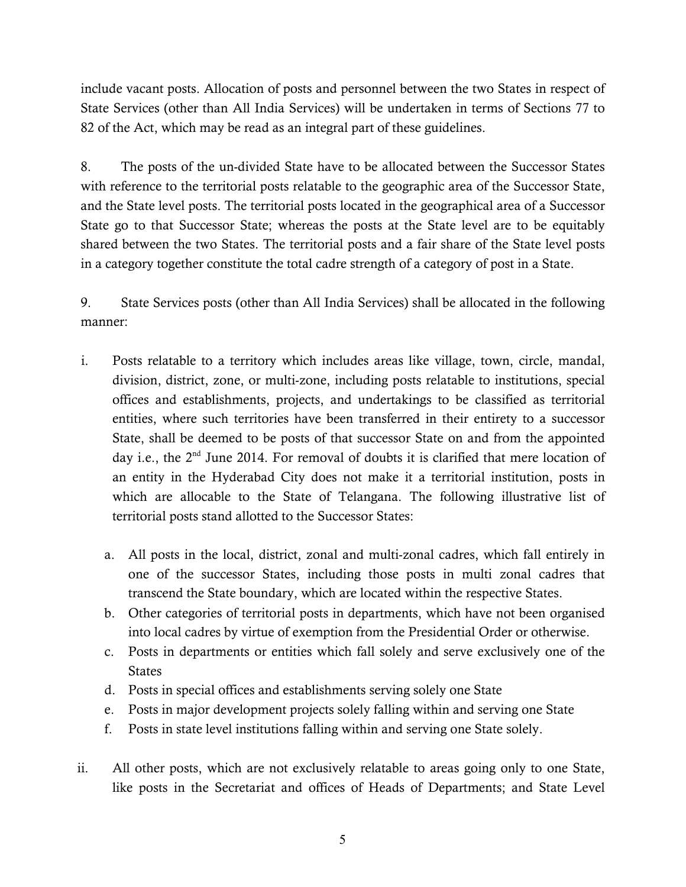include vacant posts. Allocation of posts and personnel between the two States in respect of State Services (other than All India Services) will be undertaken in terms of Sections 77 to 82 of the Act, which may be read as an integral part of these guidelines.

8. The posts of the un-divided State have to be allocated between the Successor States with reference to the territorial posts relatable to the geographic area of the Successor State, and the State level posts. The territorial posts located in the geographical area of a Successor State go to that Successor State; whereas the posts at the State level are to be equitably shared between the two States. The territorial posts and a fair share of the State level posts in a category together constitute the total cadre strength of a category of post in a State.

9. State Services posts (other than All India Services) shall be allocated in the following manner:

i. Posts relatable to a territory which includes areas like village, town, circle, mandal, division, district, zone, or multi-zone, including posts relatable to institutions, special offices and establishments, projects, and undertakings to be classified as territorial entities, where such territories have been transferred in their entirety to a successor State, shall be deemed to be posts of that successor State on and from the appointed day i.e., the 2nd June 2014. For removal of doubts it is clarified that mere location of an entity in the Hyderabad City does not make it a territorial institution, posts in which are allocable to the State of Telangana. The following illustrative list of territorial posts stand allotted to the Successor States:

   a. All posts in the local, district, zonal and multi-zonal cadres, which fall entirely in one of the successor States, including those posts in multi zonal cadres that transcend the State boundary, which are located within the respective States.
   b. Other categories of territorial posts in departments, which have not been organised into local cadres by virtue of exemption from the Presidential Order or otherwise.
   c. Posts in departments or entities which fall solely and serve exclusively one of the States
   d. Posts in special offices and establishments serving solely one State
   e. Posts in major development projects solely falling within and serving one State
   f. Posts in state level institutions falling within and serving one State solely.

ii. All other posts, which are not exclusively relatable to areas going only to one State, like posts in the Secretariat and offices of Heads of Departments; and State Level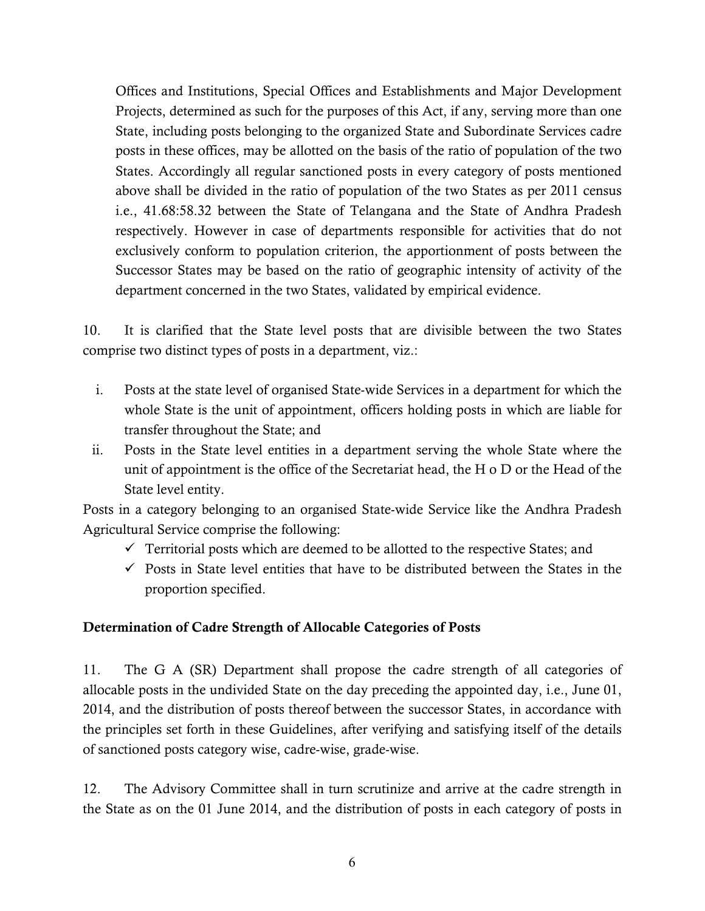Offices and Institutions, Special Offices and Establishments and Major Development Projects, determined as such for the purposes of this Act, if any, serving more than one State, including posts belonging to the organized State and Subordinate Services cadre posts in these offices, may be allotted on the basis of the ratio of population of the two States. Accordingly all regular sanctioned posts in every category of posts mentioned above shall be divided in the ratio of population of the two States as per 2011 census i.e., 41.68:58.32 between the State of Telangana and the State of Andhra Pradesh respectively. However in case of departments responsible for activities that do not exclusively conform to population criterion, the apportionment of posts between the Successor States may be based on the ratio of geographic intensity of activity of the department concerned in the two States, validated by empirical evidence.

10. It is clarified that the State level posts that are divisible between the two States comprise two distinct types of posts in a department, viz.:

i. Posts at the state level of organised State-wide Services in a department for which the whole State is the unit of appointment, officers holding posts in which are liable for transfer throughout the State; and
ii. Posts in the State level entities in a department serving the whole State where the unit of appointment is the office of the Secretariat head, the H o D or the Head of the State level entity.

Posts in a category belonging to an organised State-wide Service like the Andhra Pradesh Agricultural Service comprise the following:

- ✓ Territorial posts which are deemed to be allotted to the respective States; and
- ✓ Posts in State level entities that have to be distributed between the States in the proportion specified.

**Determination of Cadre Strength of Allocable Categories of Posts**

11. The G A (SR) Department shall propose the cadre strength of all categories of allocable posts in the undivided State on the day preceding the appointed day, i.e., June 01, 2014, and the distribution of posts thereof between the successor States, in accordance with the principles set forth in these Guidelines, after verifying and satisfying itself of the details of sanctioned posts category wise, cadre-wise, grade-wise.

12. The Advisory Committee shall in turn scrutinize and arrive at the cadre strength in the State as on the 01 June 2014, and the distribution of posts in each category of posts in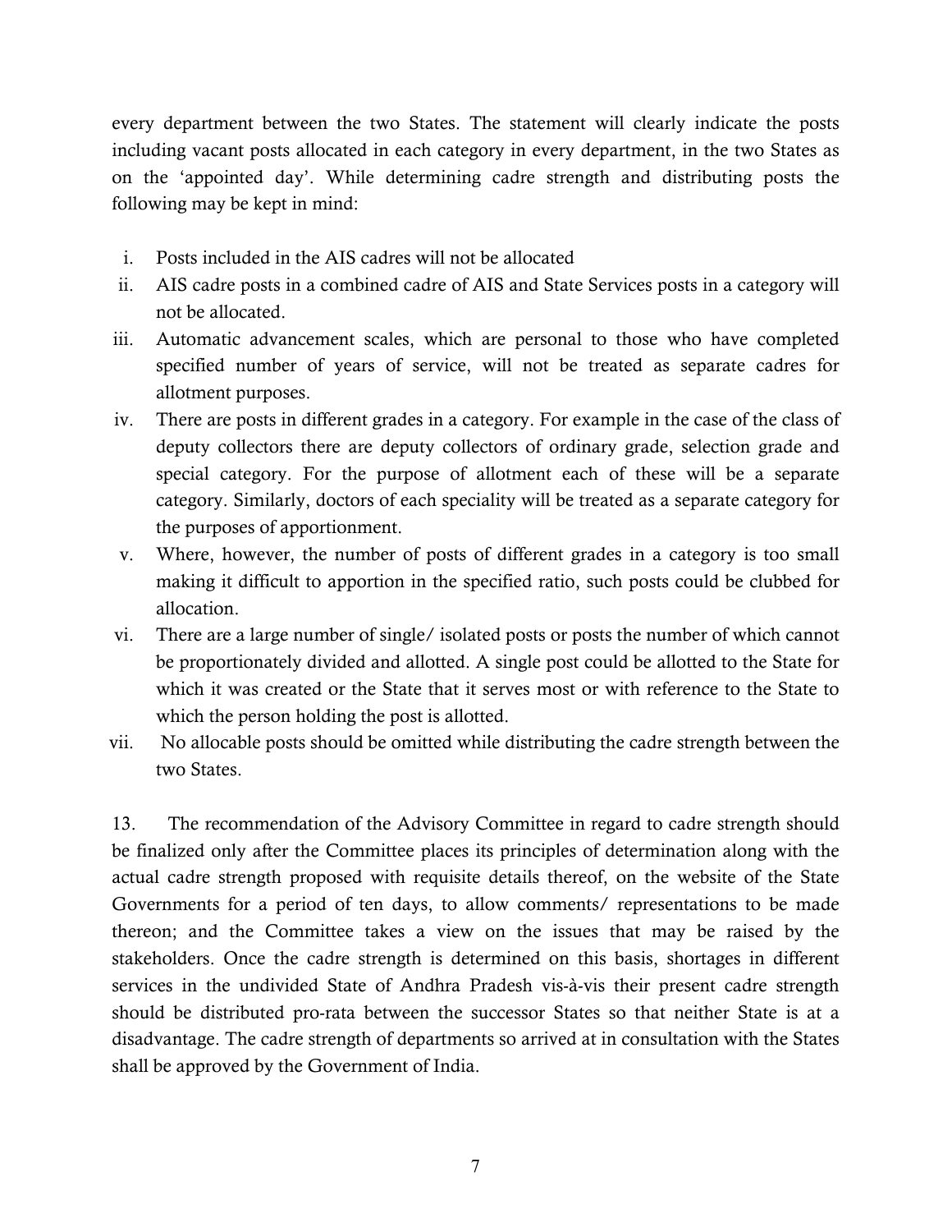every department between the two States. The statement will clearly indicate the posts including vacant posts allocated in each category in every department, in the two States as on the 'appointed day'. While determining cadre strength and distributing posts the following may be kept in mind:

i. Posts included in the AIS cadres will not be allocated
ii. AIS cadre posts in a combined cadre of AIS and State Services posts in a category will not be allocated.
iii. Automatic advancement scales, which are personal to those who have completed specified number of years of service, will not be treated as separate cadres for allotment purposes.
iv. There are posts in different grades in a category. For example in the case of the class of deputy collectors there are deputy collectors of ordinary grade, selection grade and special category. For the purpose of allotment each of these will be a separate category. Similarly, doctors of each speciality will be treated as a separate category for the purposes of apportionment.
v. Where, however, the number of posts of different grades in a category is too small making it difficult to apportion in the specified ratio, such posts could be clubbed for allocation.
vi. There are a large number of single/ isolated posts or posts the number of which cannot be proportionately divided and allotted. A single post could be allotted to the State for which it was created or the State that it serves most or with reference to the State to which the person holding the post is allotted.
vii. No allocable posts should be omitted while distributing the cadre strength between the two States.

13. The recommendation of the Advisory Committee in regard to cadre strength should be finalized only after the Committee places its principles of determination along with the actual cadre strength proposed with requisite details thereof, on the website of the State Governments for a period of ten days, to allow comments/ representations to be made thereon; and the Committee takes a view on the issues that may be raised by the stakeholders. Once the cadre strength is determined on this basis, shortages in different services in the undivided State of Andhra Pradesh vis-à-vis their present cadre strength should be distributed pro-rata between the successor States so that neither State is at a disadvantage. The cadre strength of departments so arrived at in consultation with the States shall be approved by the Government of India.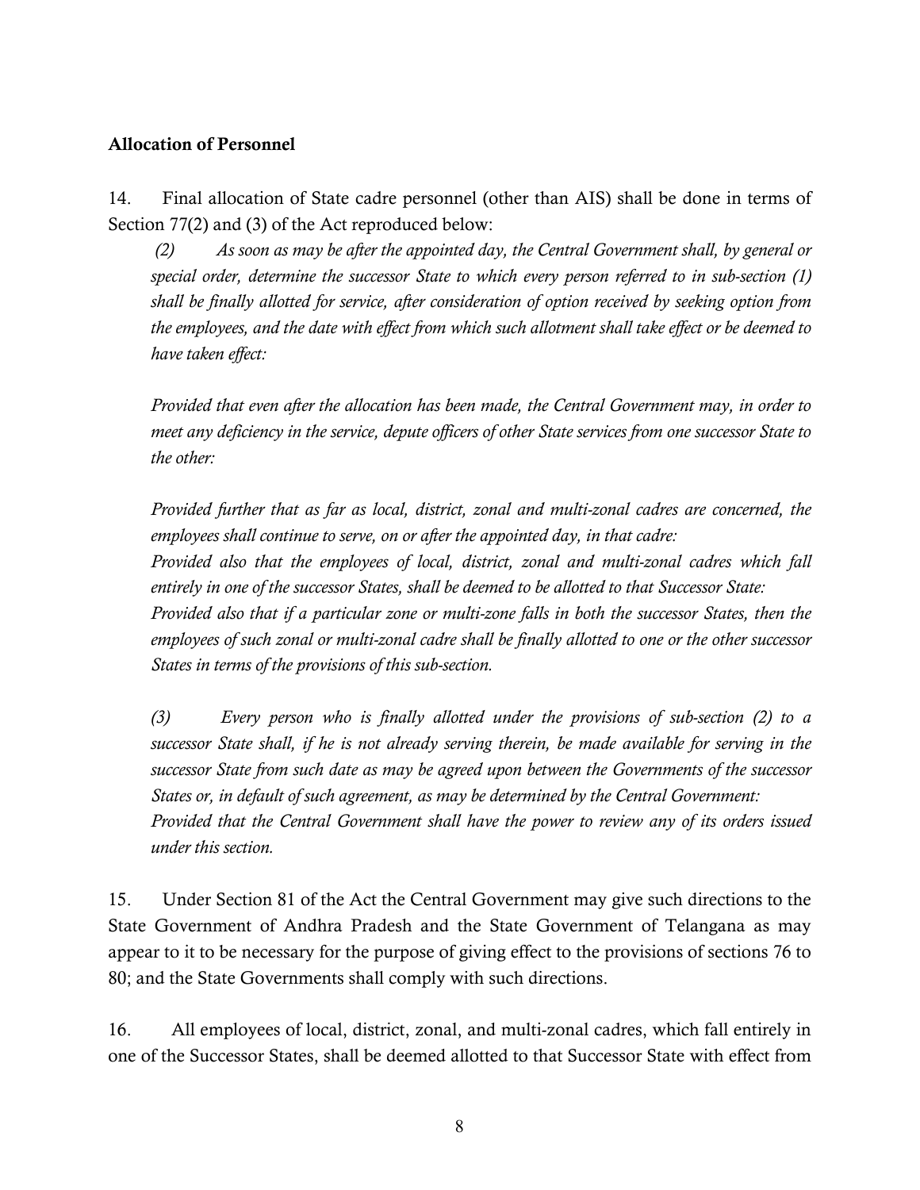**Allocation of Personnel**

14. Final allocation of State cadre personnel (other than AIS) shall be done in terms of Section 77(2) and (3) of the Act reproduced below:

> *(2) As soon as may be after the appointed day, the Central Government shall, by general or special order, determine the successor State to which every person referred to in sub-section (1) shall be finally allotted for service, after consideration of option received by seeking option from the employees, and the date with effect from which such allotment shall take effect or be deemed to have taken effect:*
>
> *Provided that even after the allocation has been made, the Central Government may, in order to meet any deficiency in the service, depute officers of other State services from one successor State to the other:*
>
> *Provided further that as far as local, district, zonal and multi-zonal cadres are concerned, the employees shall continue to serve, on or after the appointed day, in that cadre:*
> *Provided also that the employees of local, district, zonal and multi-zonal cadres which fall entirely in one of the successor States, shall be deemed to be allotted to that Successor State:*
> *Provided also that if a particular zone or multi-zone falls in both the successor States, then the employees of such zonal or multi-zonal cadre shall be finally allotted to one or the other successor States in terms of the provisions of this sub-section.*
>
> *(3) Every person who is finally allotted under the provisions of sub-section (2) to a successor State shall, if he is not already serving therein, be made available for serving in the successor State from such date as may be agreed upon between the Governments of the successor States or, in default of such agreement, as may be determined by the Central Government:*
> *Provided that the Central Government shall have the power to review any of its orders issued under this section.*

15. Under Section 81 of the Act the Central Government may give such directions to the State Government of Andhra Pradesh and the State Government of Telangana as may appear to it to be necessary for the purpose of giving effect to the provisions of sections 76 to 80; and the State Governments shall comply with such directions.

16. All employees of local, district, zonal, and multi-zonal cadres, which fall entirely in one of the Successor States, shall be deemed allotted to that Successor State with effect from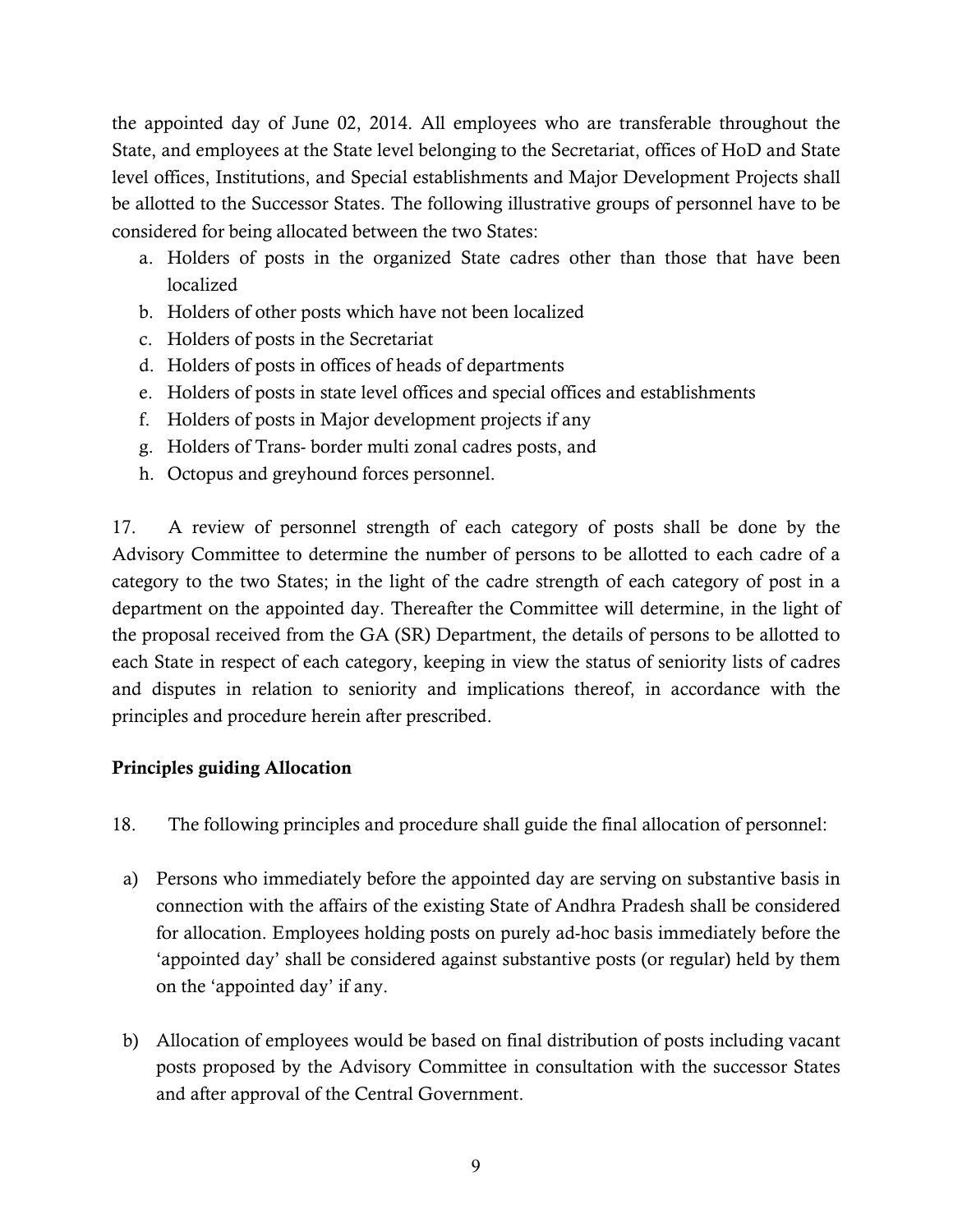the appointed day of June 02, 2014. All employees who are transferable throughout the State, and employees at the State level belonging to the Secretariat, offices of HoD and State level offices, Institutions, and Special establishments and Major Development Projects shall be allotted to the Successor States. The following illustrative groups of personnel have to be considered for being allocated between the two States:

a. Holders of posts in the organized State cadres other than those that have been localized
b. Holders of other posts which have not been localized
c. Holders of posts in the Secretariat
d. Holders of posts in offices of heads of departments
e. Holders of posts in state level offices and special offices and establishments
f. Holders of posts in Major development projects if any
g. Holders of Trans- border multi zonal cadres posts, and
h. Octopus and greyhound forces personnel.

17. A review of personnel strength of each category of posts shall be done by the Advisory Committee to determine the number of persons to be allotted to each cadre of a category to the two States; in the light of the cadre strength of each category of post in a department on the appointed day. Thereafter the Committee will determine, in the light of the proposal received from the GA (SR) Department, the details of persons to be allotted to each State in respect of each category, keeping in view the status of seniority lists of cadres and disputes in relation to seniority and implications thereof, in accordance with the principles and procedure herein after prescribed.

**Principles guiding Allocation**

18. The following principles and procedure shall guide the final allocation of personnel:

a) Persons who immediately before the appointed day are serving on substantive basis in connection with the affairs of the existing State of Andhra Pradesh shall be considered for allocation. Employees holding posts on purely ad-hoc basis immediately before the 'appointed day' shall be considered against substantive posts (or regular) held by them on the 'appointed day' if any.

b) Allocation of employees would be based on final distribution of posts including vacant posts proposed by the Advisory Committee in consultation with the successor States and after approval of the Central Government.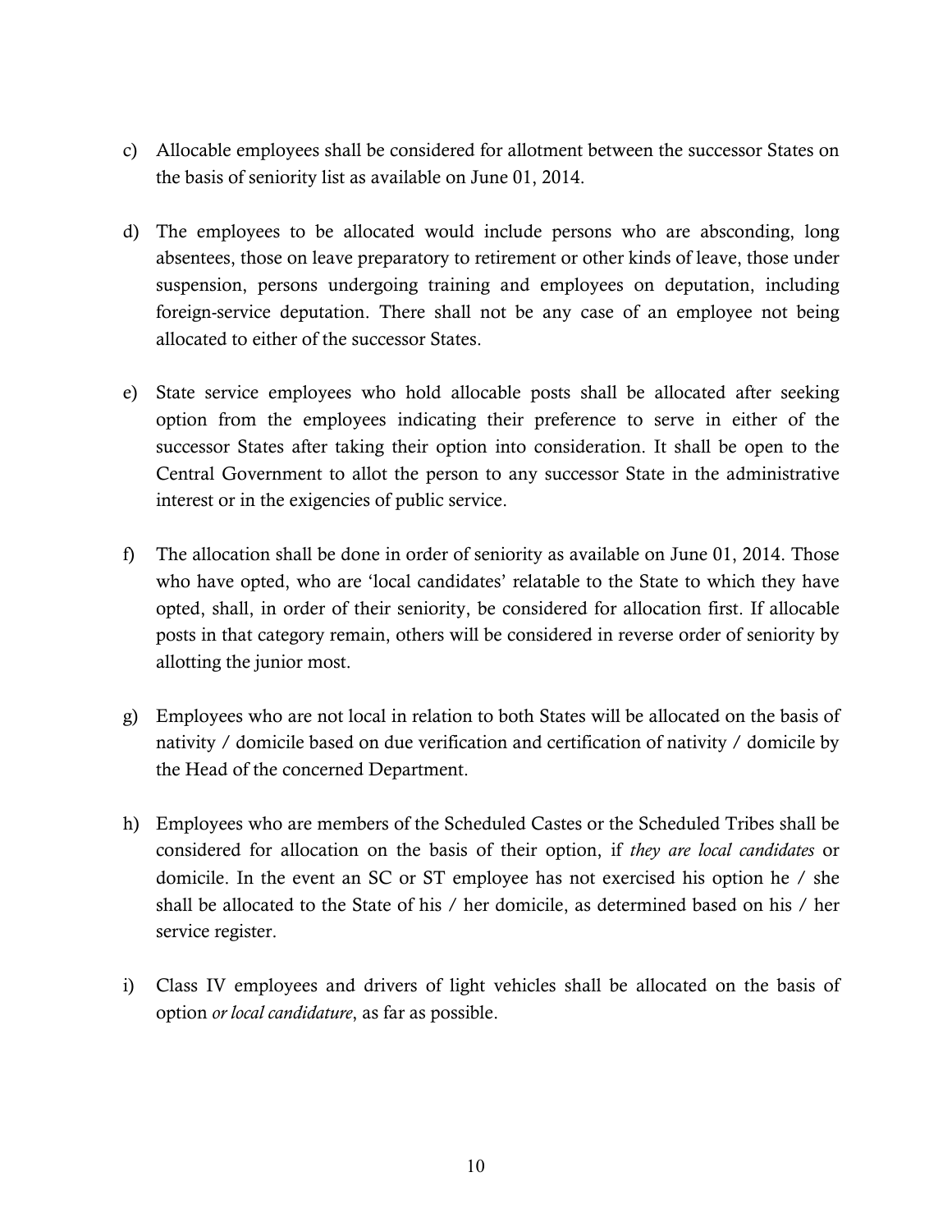c) Allocable employees shall be considered for allotment between the successor States on the basis of seniority list as available on June 01, 2014.

d) The employees to be allocated would include persons who are absconding, long absentees, those on leave preparatory to retirement or other kinds of leave, those under suspension, persons undergoing training and employees on deputation, including foreign-service deputation. There shall not be any case of an employee not being allocated to either of the successor States.

e) State service employees who hold allocable posts shall be allocated after seeking option from the employees indicating their preference to serve in either of the successor States after taking their option into consideration. It shall be open to the Central Government to allot the person to any successor State in the administrative interest or in the exigencies of public service.

f) The allocation shall be done in order of seniority as available on June 01, 2014. Those who have opted, who are 'local candidates' relatable to the State to which they have opted, shall, in order of their seniority, be considered for allocation first. If allocable posts in that category remain, others will be considered in reverse order of seniority by allotting the junior most.

g) Employees who are not local in relation to both States will be allocated on the basis of nativity / domicile based on due verification and certification of nativity / domicile by the Head of the concerned Department.

h) Employees who are members of the Scheduled Castes or the Scheduled Tribes shall be considered for allocation on the basis of their option, if *they are local candidates* or domicile. In the event an SC or ST employee has not exercised his option he / she shall be allocated to the State of his / her domicile, as determined based on his / her service register.

i) Class IV employees and drivers of light vehicles shall be allocated on the basis of option *or local candidature*, as far as possible.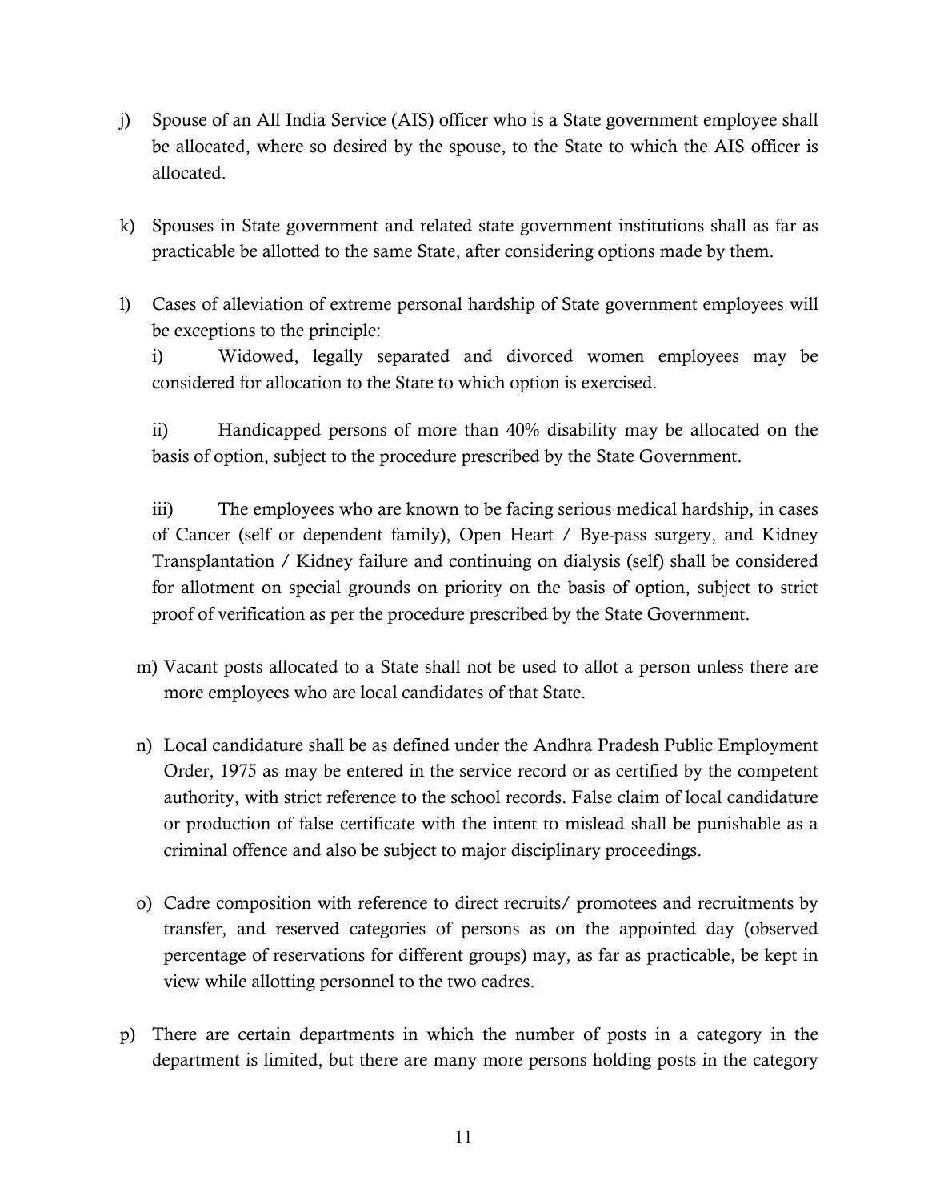j) Spouse of an All India Service (AIS) officer who is a State government employee shall be allocated, where so desired by the spouse, to the State to which the AIS officer is allocated.

k) Spouses in State government and related state government institutions shall as far as practicable be allotted to the same State, after considering options made by them.

l) Cases of alleviation of extreme personal hardship of State government employees will be exceptions to the principle:

   i) Widowed, legally separated and divorced women employees may be considered for allocation to the State to which option is exercised.

   ii) Handicapped persons of more than 40% disability may be allocated on the basis of option, subject to the procedure prescribed by the State Government.

   iii) The employees who are known to be facing serious medical hardship, in cases of Cancer (self or dependent family), Open Heart / Bye-pass surgery, and Kidney Transplantation / Kidney failure and continuing on dialysis (self) shall be considered for allotment on special grounds on priority on the basis of option, subject to strict proof of verification as per the procedure prescribed by the State Government.

m) Vacant posts allocated to a State shall not be used to allot a person unless there are more employees who are local candidates of that State.

n) Local candidature shall be as defined under the Andhra Pradesh Public Employment Order, 1975 as may be entered in the service record or as certified by the competent authority, with strict reference to the school records. False claim of local candidature or production of false certificate with the intent to mislead shall be punishable as a criminal offence and also be subject to major disciplinary proceedings.

o) Cadre composition with reference to direct recruits/ promotees and recruitments by transfer, and reserved categories of persons as on the appointed day (observed percentage of reservations for different groups) may, as far as practicable, be kept in view while allotting personnel to the two cadres.

p) There are certain departments in which the number of posts in a category in the department is limited, but there are many more persons holding posts in the category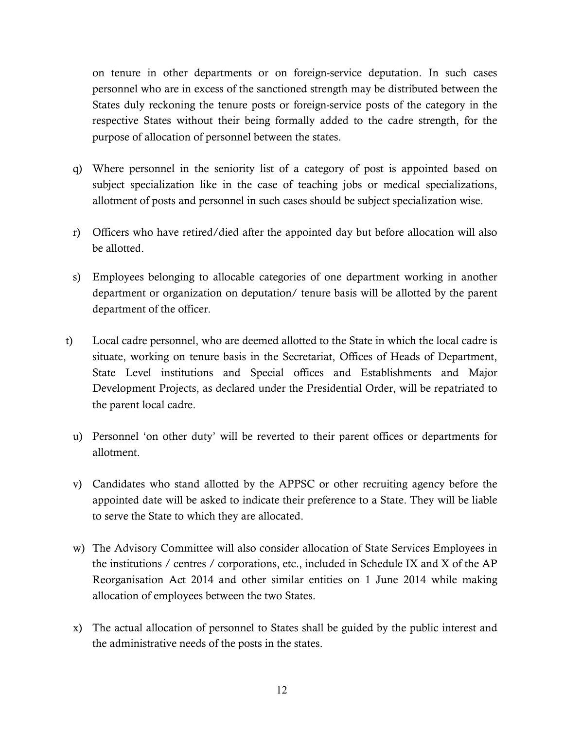on tenure in other departments or on foreign-service deputation. In such cases personnel who are in excess of the sanctioned strength may be distributed between the States duly reckoning the tenure posts or foreign-service posts of the category in the respective States without their being formally added to the cadre strength, for the purpose of allocation of personnel between the states.

q) Where personnel in the seniority list of a category of post is appointed based on subject specialization like in the case of teaching jobs or medical specializations, allotment of posts and personnel in such cases should be subject specialization wise.

r) Officers who have retired/died after the appointed day but before allocation will also be allotted.

s) Employees belonging to allocable categories of one department working in another department or organization on deputation/ tenure basis will be allotted by the parent department of the officer.

t) Local cadre personnel, who are deemed allotted to the State in which the local cadre is situate, working on tenure basis in the Secretariat, Offices of Heads of Department, State Level institutions and Special offices and Establishments and Major Development Projects, as declared under the Presidential Order, will be repatriated to the parent local cadre.

u) Personnel 'on other duty' will be reverted to their parent offices or departments for allotment.

v) Candidates who stand allotted by the APPSC or other recruiting agency before the appointed date will be asked to indicate their preference to a State. They will be liable to serve the State to which they are allocated.

w) The Advisory Committee will also consider allocation of State Services Employees in the institutions / centres / corporations, etc., included in Schedule IX and X of the AP Reorganisation Act 2014 and other similar entities on 1 June 2014 while making allocation of employees between the two States.

x) The actual allocation of personnel to States shall be guided by the public interest and the administrative needs of the posts in the states.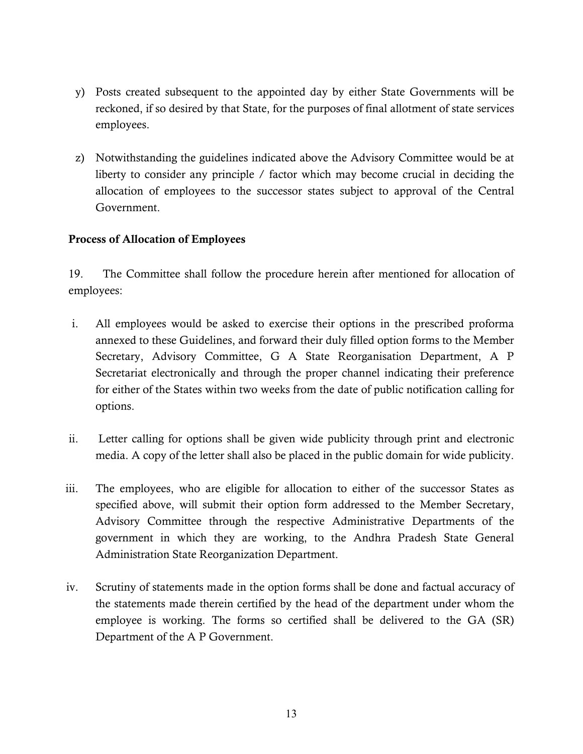y) Posts created subsequent to the appointed day by either State Governments will be reckoned, if so desired by that State, for the purposes of final allotment of state services employees.

z) Notwithstanding the guidelines indicated above the Advisory Committee would be at liberty to consider any principle / factor which may become crucial in deciding the allocation of employees to the successor states subject to approval of the Central Government.

**Process of Allocation of Employees**

19. The Committee shall follow the procedure herein after mentioned for allocation of employees:

i. All employees would be asked to exercise their options in the prescribed proforma annexed to these Guidelines, and forward their duly filled option forms to the Member Secretary, Advisory Committee, G A State Reorganisation Department, A P Secretariat electronically and through the proper channel indicating their preference for either of the States within two weeks from the date of public notification calling for options.

ii. Letter calling for options shall be given wide publicity through print and electronic media. A copy of the letter shall also be placed in the public domain for wide publicity.

iii. The employees, who are eligible for allocation to either of the successor States as specified above, will submit their option form addressed to the Member Secretary, Advisory Committee through the respective Administrative Departments of the government in which they are working, to the Andhra Pradesh State General Administration State Reorganization Department.

iv. Scrutiny of statements made in the option forms shall be done and factual accuracy of the statements made therein certified by the head of the department under whom the employee is working. The forms so certified shall be delivered to the GA (SR) Department of the A P Government.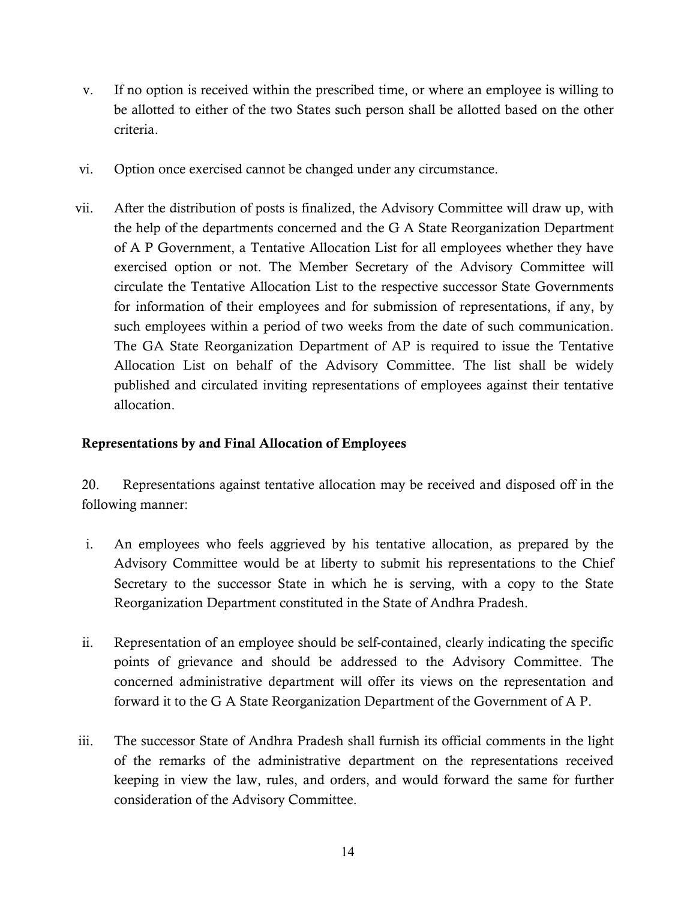v. If no option is received within the prescribed time, or where an employee is willing to be allotted to either of the two States such person shall be allotted based on the other criteria.

vi. Option once exercised cannot be changed under any circumstance.

vii. After the distribution of posts is finalized, the Advisory Committee will draw up, with the help of the departments concerned and the G A State Reorganization Department of A P Government, a Tentative Allocation List for all employees whether they have exercised option or not. The Member Secretary of the Advisory Committee will circulate the Tentative Allocation List to the respective successor State Governments for information of their employees and for submission of representations, if any, by such employees within a period of two weeks from the date of such communication. The GA State Reorganization Department of AP is required to issue the Tentative Allocation List on behalf of the Advisory Committee. The list shall be widely published and circulated inviting representations of employees against their tentative allocation.

**Representations by and Final Allocation of Employees**

20. Representations against tentative allocation may be received and disposed off in the following manner:

i. An employees who feels aggrieved by his tentative allocation, as prepared by the Advisory Committee would be at liberty to submit his representations to the Chief Secretary to the successor State in which he is serving, with a copy to the State Reorganization Department constituted in the State of Andhra Pradesh.

ii. Representation of an employee should be self-contained, clearly indicating the specific points of grievance and should be addressed to the Advisory Committee. The concerned administrative department will offer its views on the representation and forward it to the G A State Reorganization Department of the Government of A P.

iii. The successor State of Andhra Pradesh shall furnish its official comments in the light of the remarks of the administrative department on the representations received keeping in view the law, rules, and orders, and would forward the same for further consideration of the Advisory Committee.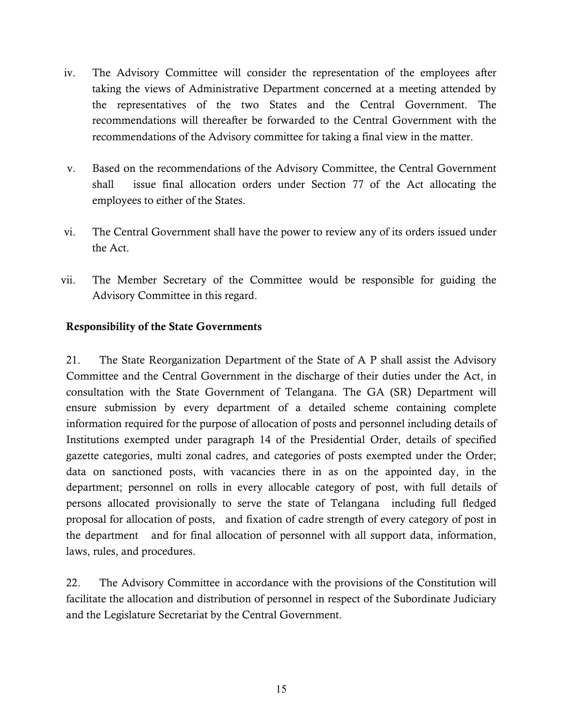iv. The Advisory Committee will consider the representation of the employees after taking the views of Administrative Department concerned at a meeting attended by the representatives of the two States and the Central Government. The recommendations will thereafter be forwarded to the Central Government with the recommendations of the Advisory committee for taking a final view in the matter.

v. Based on the recommendations of the Advisory Committee, the Central Government shall issue final allocation orders under Section 77 of the Act allocating the employees to either of the States.

vi. The Central Government shall have the power to review any of its orders issued under the Act.

vii. The Member Secretary of the Committee would be responsible for guiding the Advisory Committee in this regard.

**Responsibility of the State Governments**

21. The State Reorganization Department of the State of A P shall assist the Advisory Committee and the Central Government in the discharge of their duties under the Act, in consultation with the State Government of Telangana. The GA (SR) Department will ensure submission by every department of a detailed scheme containing complete information required for the purpose of allocation of posts and personnel including details of Institutions exempted under paragraph 14 of the Presidential Order, details of specified gazette categories, multi zonal cadres, and categories of posts exempted under the Order; data on sanctioned posts, with vacancies there in as on the appointed day, in the department; personnel on rolls in every allocable category of post, with full details of persons allocated provisionally to serve the state of Telangana including full fledged proposal for allocation of posts, and fixation of cadre strength of every category of post in the department and for final allocation of personnel with all support data, information, laws, rules, and procedures.

22. The Advisory Committee in accordance with the provisions of the Constitution will facilitate the allocation and distribution of personnel in respect of the Subordinate Judiciary and the Legislature Secretariat by the Central Government.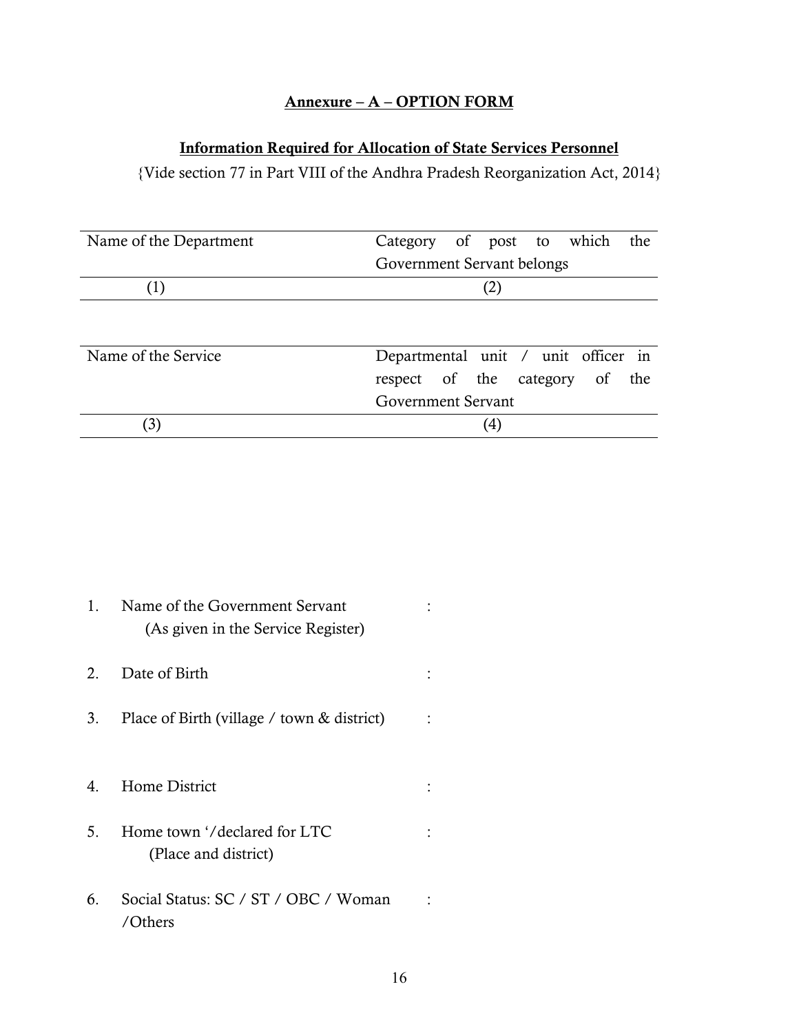## Annexure – A – OPTION FORM

### Information Required for Allocation of State Services Personnel

{Vide section 77 in Part VIII of the Andhra Pradesh Reorganization Act, 2014}

| Name of the Department | Category of post to which the Government Servant belongs |
|---|---|
| (1) | (2) |

| Name of the Service | Departmental unit / unit officer in respect of the category of the Government Servant |
|---|---|
| (3) | (4) |

1. Name of the Government Servant :
   (As given in the Service Register)

2. Date of Birth :

3. Place of Birth (village / town & district) :

4. Home District :

5. Home town '/declared for LTC :
   (Place and district)

6. Social Status: SC / ST / OBC / Woman /Others :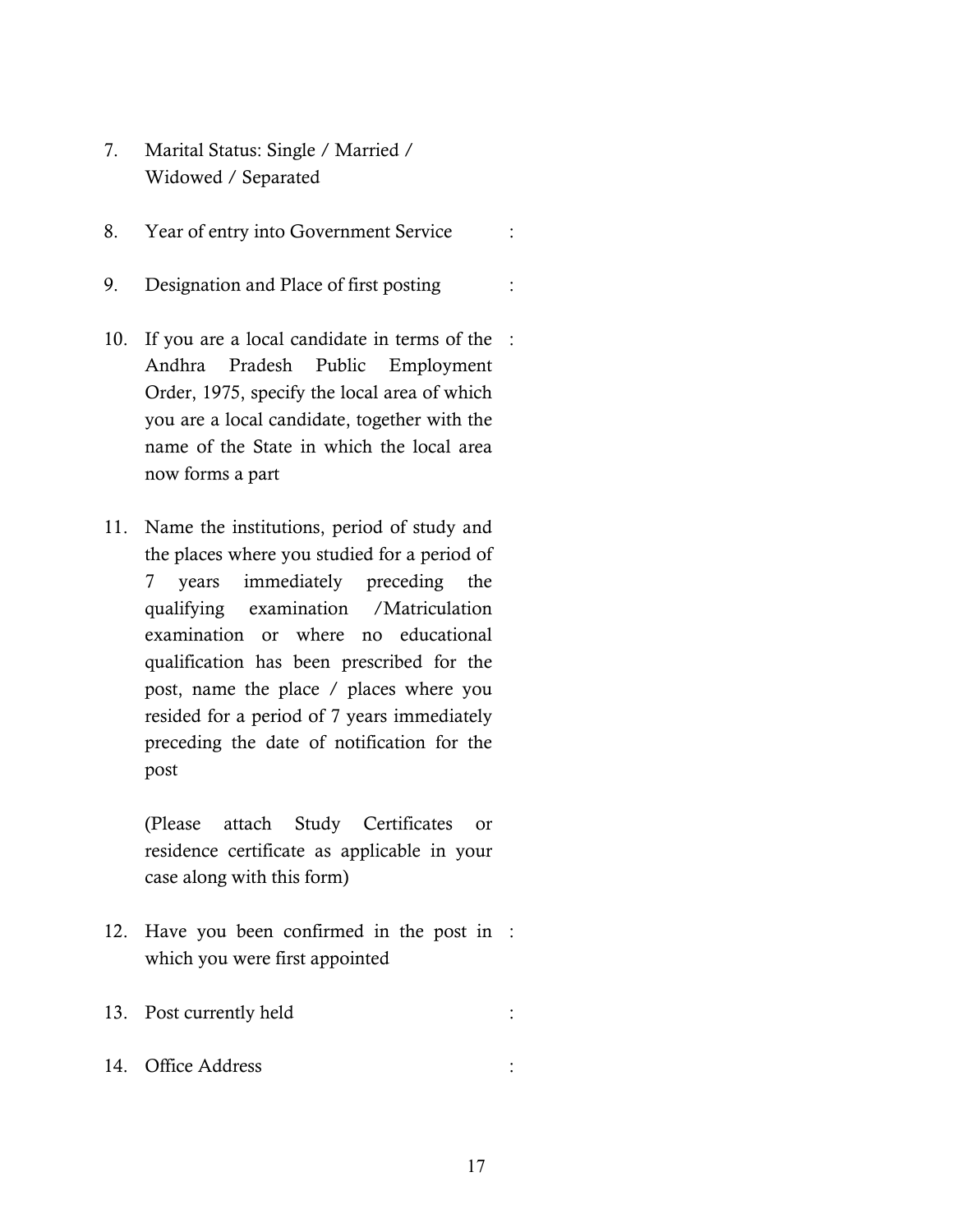7. Marital Status: Single / Married / Widowed / Separated

8. Year of entry into Government Service :

9. Designation and Place of first posting :

10. If you are a local candidate in terms of the Andhra Pradesh Public Employment Order, 1975, specify the local area of which you are a local candidate, together with the name of the State in which the local area now forms a part :

11. Name the institutions, period of study and the places where you studied for a period of 7 years immediately preceding the qualifying examination /Matriculation examination or where no educational qualification has been prescribed for the post, name the place / places where you resided for a period of 7 years immediately preceding the date of notification for the post

    (Please attach Study Certificates or residence certificate as applicable in your case along with this form)

12. Have you been confirmed in the post in which you were first appointed :

13. Post currently held :

14. Office Address :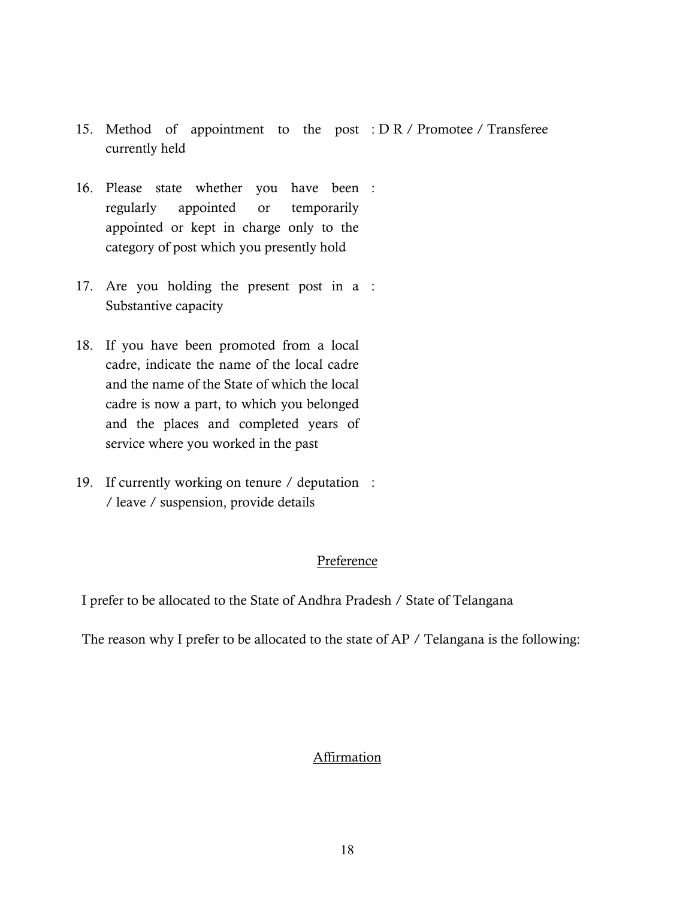15. Method of appointment to the post currently held : D R / Promotee / Transferee

16. Please state whether you have been regularly appointed or temporarily appointed or kept in charge only to the category of post which you presently hold :

17. Are you holding the present post in a Substantive capacity :

18. If you have been promoted from a local cadre, indicate the name of the local cadre and the name of the State of which the local cadre is now a part, to which you belonged and the places and completed years of service where you worked in the past

19. If currently working on tenure / deputation / leave / suspension, provide details :

## Preference

I prefer to be allocated to the State of Andhra Pradesh / State of Telangana

The reason why I prefer to be allocated to the state of AP / Telangana is the following:

## Affirmation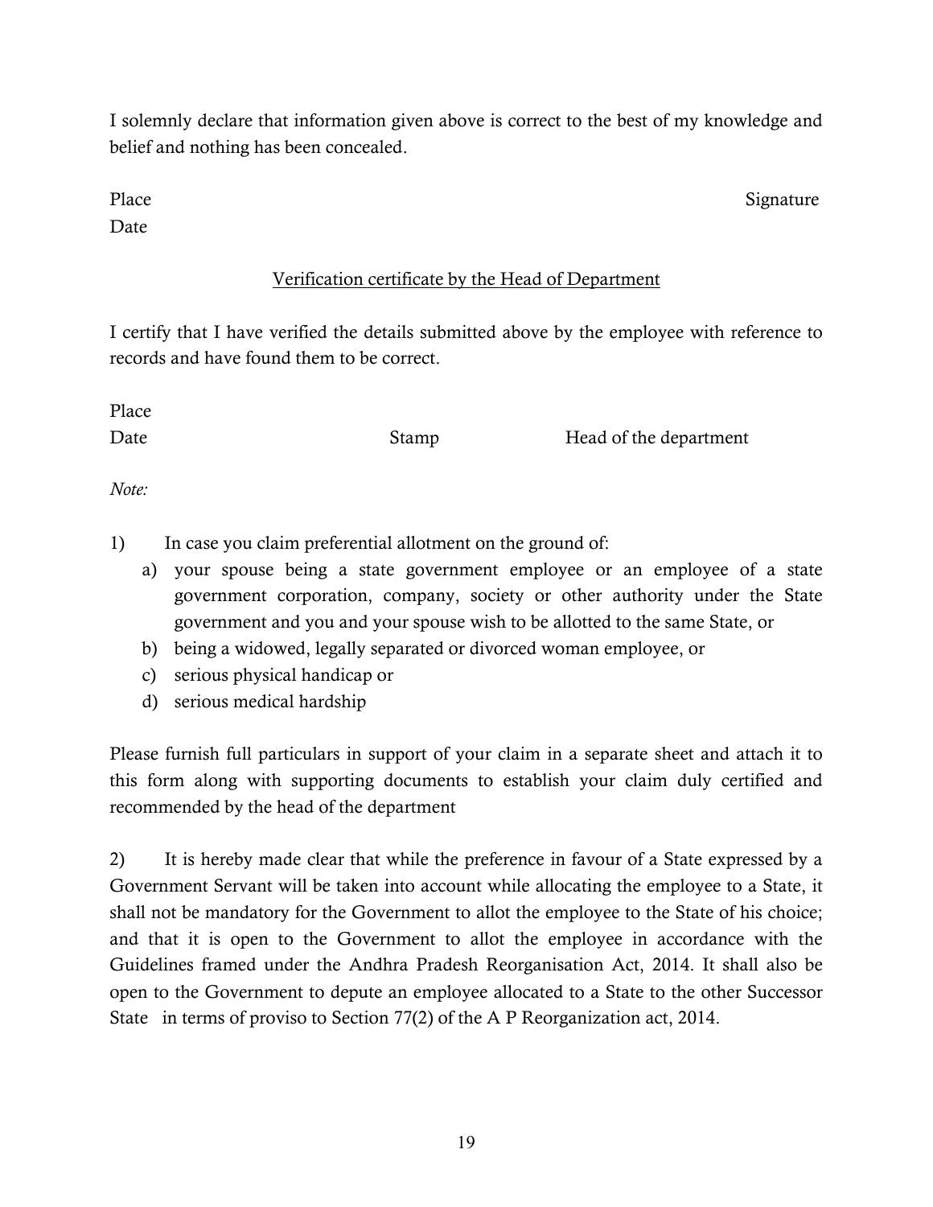I solemnly declare that information given above is correct to the best of my knowledge and belief and nothing has been concealed.

Place Signature

Date

Verification certificate by the Head of Department

I certify that I have verified the details submitted above by the employee with reference to records and have found them to be correct.

Place

Date Stamp Head of the department

*Note:*

1) In case you claim preferential allotment on the ground of:

   a) your spouse being a state government employee or an employee of a state government corporation, company, society or other authority under the State government and you and your spouse wish to be allotted to the same State, or
   b) being a widowed, legally separated or divorced woman employee, or
   c) serious physical handicap or
   d) serious medical hardship

Please furnish full particulars in support of your claim in a separate sheet and attach it to this form along with supporting documents to establish your claim duly certified and recommended by the head of the department

2) It is hereby made clear that while the preference in favour of a State expressed by a Government Servant will be taken into account while allocating the employee to a State, it shall not be mandatory for the Government to allot the employee to the State of his choice; and that it is open to the Government to allot the employee in accordance with the Guidelines framed under the Andhra Pradesh Reorganisation Act, 2014. It shall also be open to the Government to depute an employee allocated to a State to the other Successor State in terms of proviso to Section 77(2) of the A P Reorganization act, 2014.